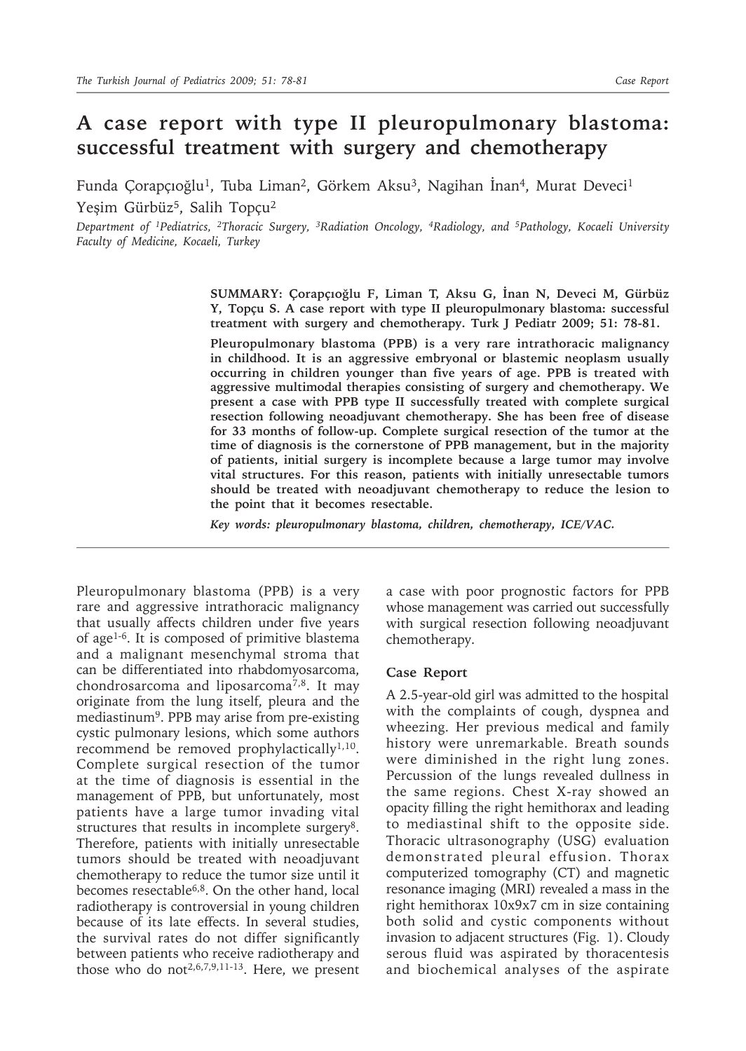# A case report with type II pleuropulmonary blastoma: successful treatment with surgery and chemotherapy

Funda Çorapçıoğlu[1], Tuba Liman[2], Görkem Aksu[3], Nagihan İnan[4], Murat Deveci[1] Yeşim Gürbüz[5], Salih Topçu[2]

*Department of [1]Pediatrics, [2]Thoracic Surgery, [3]Radiation Oncology, [4]Radiology, and [5]Pathology, Kocaeli University Faculty of Medicine, Kocaeli, Turkey*

**SUMMARY: Çorapçıoğlu F, Liman T, Aksu G, İnan N, Deveci M, Gürbüz Y, Topçu S. A case report with type II pleuropulmonary blastoma: successful treatment with surgery and chemotherapy. Turk J Pediatr 2009; 51: 78-81.**

**Pleuropulmonary blastoma (PPB) is a very rare intrathoracic malignancy in childhood. It is an aggressive embryonal or blastemic neoplasm usually occurring in children younger than five years of age. PPB is treated with aggressive multimodal therapies consisting of surgery and chemotherapy. We present a case with PPB type II successfully treated with complete surgical resection following neoadjuvant chemotherapy. She has been free of disease for 33 months of follow-up. Complete surgical resection of the tumor at the time of diagnosis is the cornerstone of PPB management, but in the majority of patients, initial surgery is incomplete because a large tumor may involve vital structures. For this reason, patients with initially unresectable tumors should be treated with neoadjuvant chemotherapy to reduce the lesion to the point that it becomes resectable.**

***Key words: pleuropulmonary blastoma, children, chemotherapy, ICE/VAC.***

---

Pleuropulmonary blastoma (PPB) is a very rare and aggressive intrathoracic malignancy that usually affects children under five years of age[1-6]. It is composed of primitive blastema and a malignant mesenchymal stroma that can be differentiated into rhabdomyosarcoma, chondrosarcoma and liposarcoma[7,8]. It may originate from the lung itself, pleura and the mediastinum[9]. PPB may arise from pre-existing cystic pulmonary lesions, which some authors recommend be removed prophylactically[1,10]. Complete surgical resection of the tumor at the time of diagnosis is essential in the management of PPB, but unfortunately, most patients have a large tumor invading vital structures that results in incomplete surgery[8]. Therefore, patients with initially unresectable tumors should be treated with neoadjuvant chemotherapy to reduce the tumor size until it becomes resectable[6,8]. On the other hand, local radiotherapy is controversial in young children because of its late effects. In several studies, the survival rates do not differ significantly between patients who receive radiotherapy and those who do not[2,6,7,9,11-13]. Here, we present a case with poor prognostic factors for PPB whose management was carried out successfully with surgical resection following neoadjuvant chemotherapy.

## Case Report

A 2.5-year-old girl was admitted to the hospital with the complaints of cough, dyspnea and wheezing. Her previous medical and family history were unremarkable. Breath sounds were diminished in the right lung zones. Percussion of the lungs revealed dullness in the same regions. Chest X-ray showed an opacity filling the right hemithorax and leading to mediastinal shift to the opposite side. Thoracic ultrasonography (USG) evaluation demonstrated pleural effusion. Thorax computerized tomography (CT) and magnetic resonance imaging (MRI) revealed a mass in the right hemithorax 10x9x7 cm in size containing both solid and cystic components without invasion to adjacent structures (Fig. 1). Cloudy serous fluid was aspirated by thoracentesis and biochemical analyses of the aspirate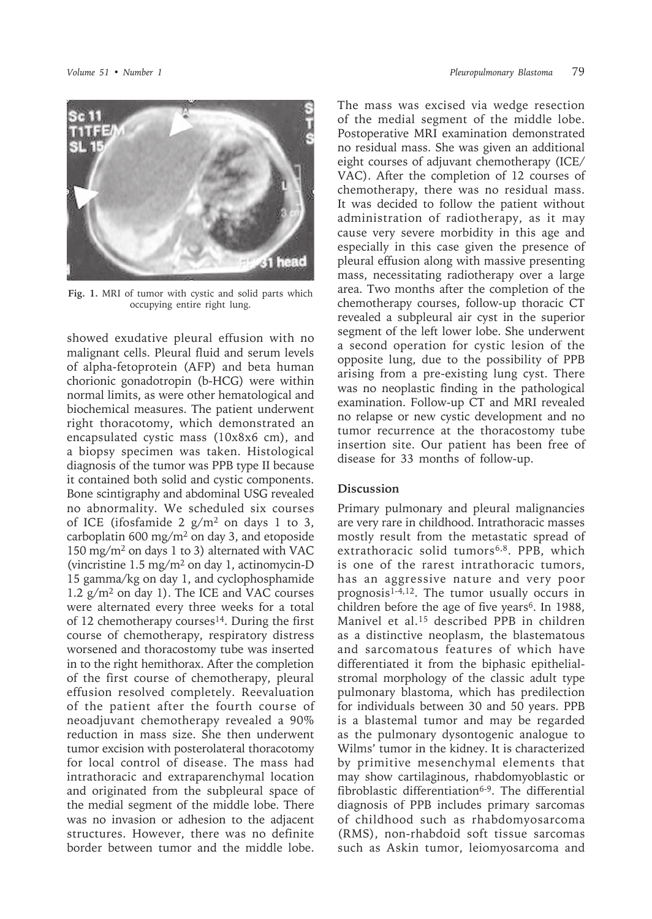Fig. 1. MRI of tumor with cystic and solid parts which occupying entire right lung.

showed exudative pleural effusion with no malignant cells. Pleural fluid and serum levels of alpha-fetoprotein (AFP) and beta human chorionic gonadotropin (b-HCG) were within normal limits, as were other hematological and biochemical measures. The patient underwent right thoracotomy, which demonstrated an encapsulated cystic mass (10x8x6 cm), and a biopsy specimen was taken. Histological diagnosis of the tumor was PPB type II because it contained both solid and cystic components. Bone scintigraphy and abdominal USG revealed no abnormality. We scheduled six courses of ICE (ifosfamide 2 g/m$^2$ on days 1 to 3, carboplatin 600 mg/m$^2$ on day 3, and etoposide 150 mg/m$^2$ on days 1 to 3) alternated with VAC (vincristine 1.5 mg/m$^2$ on day 1, actinomycin-D 15 gamma/kg on day 1, and cyclophosphamide 1.2 g/m$^2$ on day 1). The ICE and VAC courses were alternated every three weeks for a total of 12 chemotherapy courses[14]. During the first course of chemotherapy, respiratory distress worsened and thoracostomy tube was inserted in to the right hemithorax. After the completion of the first course of chemotherapy, pleural effusion resolved completely. Reevaluation of the patient after the fourth course of neoadjuvant chemotherapy revealed a 90% reduction in mass size. She then underwent tumor excision with posterolateral thoracotomy for local control of disease. The mass had intrathoracic and extraparenchymal location and originated from the subpleural space of the medial segment of the middle lobe. There was no invasion or adhesion to the adjacent structures. However, there was no definite border between tumor and the middle lobe. The mass was excised via wedge resection of the medial segment of the middle lobe. Postoperative MRI examination demonstrated no residual mass. She was given an additional eight courses of adjuvant chemotherapy (ICE/VAC). After the completion of 12 courses of chemotherapy, there was no residual mass. It was decided to follow the patient without administration of radiotherapy, as it may cause very severe morbidity in this age and especially in this case given the presence of pleural effusion along with massive presenting mass, necessitating radiotherapy over a large area. Two months after the completion of the chemotherapy courses, follow-up thoracic CT revealed a subpleural air cyst in the superior segment of the left lower lobe. She underwent a second operation for cystic lesion of the opposite lung, due to the possibility of PPB arising from a pre-existing lung cyst. There was no neoplastic finding in the pathological examination. Follow-up CT and MRI revealed no relapse or new cystic development and no tumor recurrence at the thoracostomy tube insertion site. Our patient has been free of disease for 33 months of follow-up.

## Discussion

Primary pulmonary and pleural malignancies are very rare in childhood. Intrathoracic masses mostly result from the metastatic spread of extrathoracic solid tumors[6,8]. PPB, which is one of the rarest intrathoracic tumors, has an aggressive nature and very poor prognosis[1-4,12]. The tumor usually occurs in children before the age of five years[6]. In 1988, Manivel et al.[15] described PPB in children as a distinctive neoplasm, the blastematous and sarcomatous features of which have differentiated it from the biphasic epithelial-stromal morphology of the classic adult type pulmonary blastoma, which has predilection for individuals between 30 and 50 years. PPB is a blastemal tumor and may be regarded as the pulmonary dysontogenic analogue to Wilms' tumor in the kidney. It is characterized by primitive mesenchymal elements that may show cartilaginous, rhabdomyoblastic or fibroblastic differentiation[6-9]. The differential diagnosis of PPB includes primary sarcomas of childhood such as rhabdomyosarcoma (RMS), non-rhabdoid soft tissue sarcomas such as Askin tumor, leiomyosarcoma and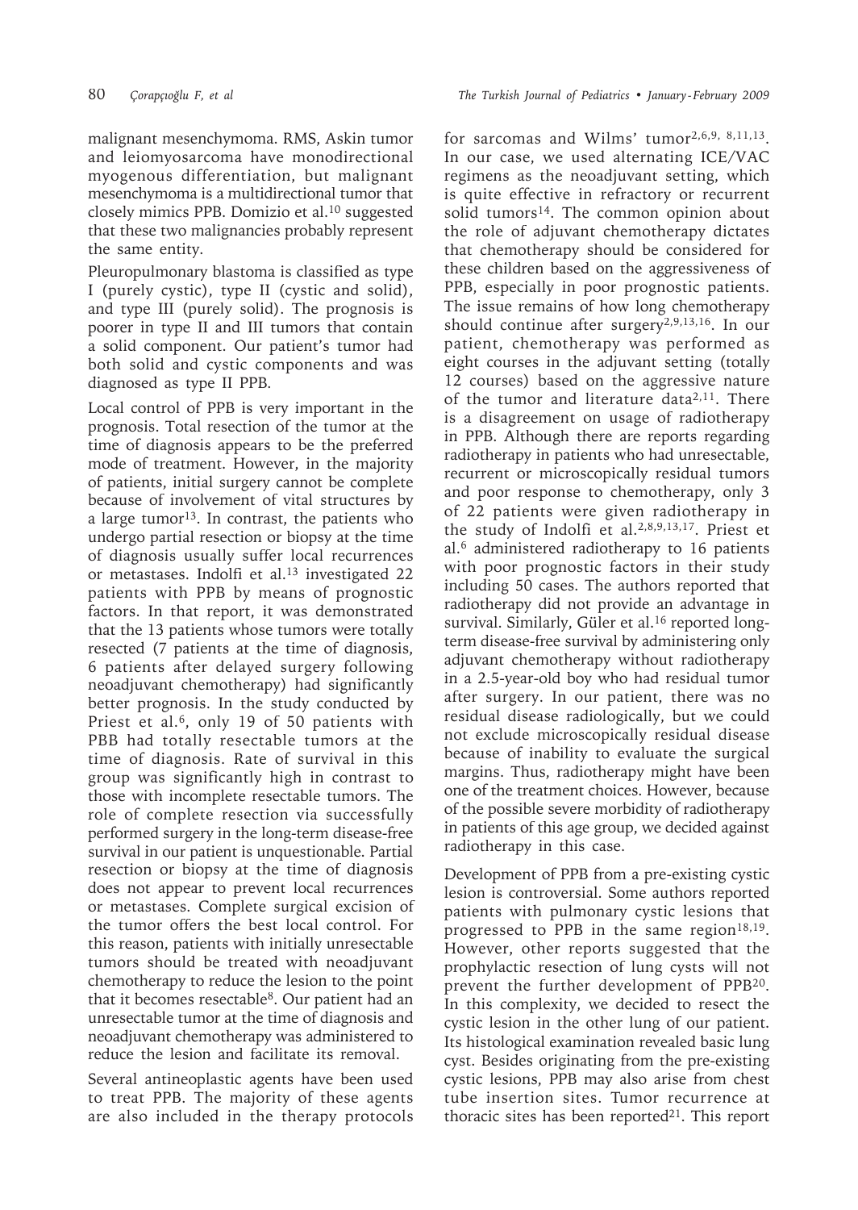malignant mesenchymoma. RMS, Askin tumor and leiomyosarcoma have monodirectional myogenous differentiation, but malignant mesenchymoma is a multidirectional tumor that closely mimics PPB. Domizio et al.[10] suggested that these two malignancies probably represent the same entity.

Pleuropulmonary blastoma is classified as type I (purely cystic), type II (cystic and solid), and type III (purely solid). The prognosis is poorer in type II and III tumors that contain a solid component. Our patient's tumor had both solid and cystic components and was diagnosed as type II PPB.

Local control of PPB is very important in the prognosis. Total resection of the tumor at the time of diagnosis appears to be the preferred mode of treatment. However, in the majority of patients, initial surgery cannot be complete because of involvement of vital structures by a large tumor[13]. In contrast, the patients who undergo partial resection or biopsy at the time of diagnosis usually suffer local recurrences or metastases. Indolfi et al.[13] investigated 22 patients with PPB by means of prognostic factors. In that report, it was demonstrated that the 13 patients whose tumors were totally resected (7 patients at the time of diagnosis, 6 patients after delayed surgery following neoadjuvant chemotherapy) had significantly better prognosis. In the study conducted by Priest et al.[6], only 19 of 50 patients with PBB had totally resectable tumors at the time of diagnosis. Rate of survival in this group was significantly high in contrast to those with incomplete resectable tumors. The role of complete resection via successfully performed surgery in the long-term disease-free survival in our patient is unquestionable. Partial resection or biopsy at the time of diagnosis does not appear to prevent local recurrences or metastases. Complete surgical excision of the tumor offers the best local control. For this reason, patients with initially unresectable tumors should be treated with neoadjuvant chemotherapy to reduce the lesion to the point that it becomes resectable[8]. Our patient had an unresectable tumor at the time of diagnosis and neoadjuvant chemotherapy was administered to reduce the lesion and facilitate its removal.

Several antineoplastic agents have been used to treat PPB. The majority of these agents are also included in the therapy protocols for sarcomas and Wilms' tumor[2,6,9,8,11,13]. In our case, we used alternating ICE/VAC regimens as the neoadjuvant setting, which is quite effective in refractory or recurrent solid tumors[14]. The common opinion about the role of adjuvant chemotherapy dictates that chemotherapy should be considered for these children based on the aggressiveness of PPB, especially in poor prognostic patients. The issue remains of how long chemotherapy should continue after surgery[2,9,13,16]. In our patient, chemotherapy was performed as eight courses in the adjuvant setting (totally 12 courses) based on the aggressive nature of the tumor and literature data[2,11]. There is a disagreement on usage of radiotherapy in PPB. Although there are reports regarding radiotherapy in patients who had unresectable, recurrent or microscopically residual tumors and poor response to chemotherapy, only 3 of 22 patients were given radiotherapy in the study of Indolfi et al.[2,8,9,13,17]. Priest et al.[6] administered radiotherapy to 16 patients with poor prognostic factors in their study including 50 cases. The authors reported that radiotherapy did not provide an advantage in survival. Similarly, Güler et al.[16] reported long-term disease-free survival by administering only adjuvant chemotherapy without radiotherapy in a 2.5-year-old boy who had residual tumor after surgery. In our patient, there was no residual disease radiologically, but we could not exclude microscopically residual disease because of inability to evaluate the surgical margins. Thus, radiotherapy might have been one of the treatment choices. However, because of the possible severe morbidity of radiotherapy in patients of this age group, we decided against radiotherapy in this case.

Development of PPB from a pre-existing cystic lesion is controversial. Some authors reported patients with pulmonary cystic lesions that progressed to PPB in the same region[18,19]. However, other reports suggested that the prophylactic resection of lung cysts will not prevent the further development of PPB[20]. In this complexity, we decided to resect the cystic lesion in the other lung of our patient. Its histological examination revealed basic lung cyst. Besides originating from the pre-existing cystic lesions, PPB may also arise from chest tube insertion sites. Tumor recurrence at thoracic sites has been reported[21]. This report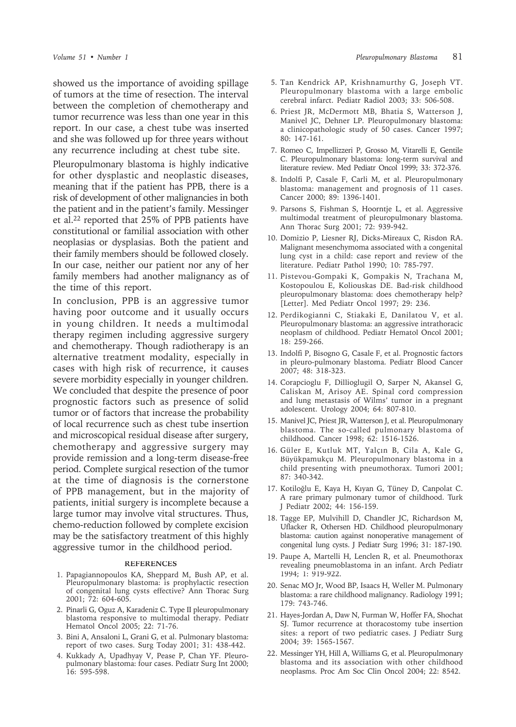showed us the importance of avoiding spillage of tumors at the time of resection. The interval between the completion of chemotherapy and tumor recurrence was less than one year in this report. In our case, a chest tube was inserted and she was followed up for three years without any recurrence including at chest tube site.

Pleuropulmonary blastoma is highly indicative for other dysplastic and neoplastic diseases, meaning that if the patient has PPB, there is a risk of development of other malignancies in both the patient and in the patient's family. Messinger et al.[22] reported that 25% of PPB patients have constitutional or familial association with other neoplasias or dysplasias. Both the patient and their family members should be followed closely. In our case, neither our patient nor any of her family members had another malignancy as of the time of this report.

In conclusion, PPB is an aggressive tumor having poor outcome and it usually occurs in young children. It needs a multimodal therapy regimen including aggressive surgery and chemotherapy. Though radiotherapy is an alternative treatment modality, especially in cases with high risk of recurrence, it causes severe morbidity especially in younger children. We concluded that despite the presence of poor prognostic factors such as presence of solid tumor or of factors that increase the probability of local recurrence such as chest tube insertion and microscopical residual disease after surgery, chemotherapy and aggressive surgery may provide remission and a long-term disease-free period. Complete surgical resection of the tumor at the time of diagnosis is the cornerstone of PPB management, but in the majority of patients, initial surgery is incomplete because a large tumor may involve vital structures. Thus, chemo-reduction followed by complete excision may be the satisfactory treatment of this highly aggressive tumor in the childhood period.

## REFERENCES

1. Papagiannopoulos KA, Sheppard M, Bush AP, et al. Pleuropulmonary blastoma: is prophylactic resection of congenital lung cysts effective? Ann Thorac Surg 2001; 72: 604-605.
2. Pinarli G, Oguz A, Karadeniz C. Type II pleuropulmonary blastoma responsive to multimodal therapy. Pediatr Hematol Oncol 2005; 22: 71-76.
3. Bini A, Ansaloni L, Grani G, et al. Pulmonary blastoma: report of two cases. Surg Today 2001; 31: 438-442.
4. Kukkady A, Upadhyay V, Pease P, Chan YF. Pleuropulmonary blastoma: four cases. Pediatr Surg Int 2000; 16: 595-598.
5. Tan Kendrick AP, Krishnamurthy G, Joseph VT. Pleuropulmonary blastoma with a large embolic cerebral infarct. Pediatr Radiol 2003; 33: 506-508.
6. Priest JR, McDermott MB, Bhatia S, Watterson J, Manivel JC, Dehner LP. Pleuropulmonary blastoma: a clinicopathologic study of 50 cases. Cancer 1997; 80: 147-161.
7. Romeo C, Impellizzeri P, Grosso M, Vitarelli E, Gentile C. Pleuropulmonary blastoma: long-term survival and literature review. Med Pediatr Oncol 1999; 33: 372-376.
8. Indolfi P, Casale F, Carli M, et al. Pleuropulmonary blastoma: management and prognosis of 11 cases. Cancer 2000; 89: 1396-1401.
9. Parsons S, Fishman S, Hoorntje L, et al. Aggressive multimodal treatment of pleuropulmonary blastoma. Ann Thorac Surg 2001; 72: 939-942.
10. Domizio P, Liesner RJ, Dicks-Mireaux C, Risdon RA. Malignant mesenchymoma associated with a congenital lung cyst in a child: case report and review of the literature. Pediatr Pathol 1990; 10: 785-797.
11. Pistevou-Gompaki K, Gompakis N, Trachana M, Kostopoulou E, Koliouskas DE. Bad-risk childhood pleuropulmonary blastoma: does chemotherapy help? [Letter]. Med Pediatr Oncol 1997; 29: 236.
12. Perdikogianni C, Stiakaki E, Danilatou V, et al. Pleuropulmonary blastoma: an aggressive intrathoracic neoplasm of childhood. Pediatr Hematol Oncol 2001; 18: 259-266.
13. Indolfi P, Bisogno G, Casale F, et al. Prognostic factors in pleuro-pulmonary blastoma. Pediatr Blood Cancer 2007; 48: 318-323.
14. Corapcioglu F, Dillioglugil O, Sarper N, Akansel G, Caliskan M, Arisoy AE. Spinal cord compression and lung metastasis of Wilms' tumor in a pregnant adolescent. Urology 2004; 64: 807-810.
15. Manivel JC, Priest JR, Watterson J, et al. Pleuropulmonary blastoma. The so-called pulmonary blastoma of childhood. Cancer 1998; 62: 1516-1526.
16. Güler E, Kutluk MT, Yalçın B, Cila A, Kale G, Büyükpamukçu M. Pleuropulmonary blastoma in a child presenting with pneumothorax. Tumori 2001; 87: 340-342.
17. Kotiloğlu E, Kaya H, Kıyan G, Tüney D, Canpolat C. A rare primary pulmonary tumor of childhood. Turk J Pediatr 2002; 44: 156-159.
18. Tagge EP, Mulvihill D, Chandler JC, Richardson M, Uflacker R, Othersen HD. Childhood pleuropulmonary blastoma: caution against nonoperative management of congenital lung cysts. J Pediatr Surg 1996; 31: 187-190.
19. Paupe A, Martelli H, Lenclen R, et al. Pneumothorax revealing pneumoblastoma in an infant. Arch Pediatr 1994; 1: 919-922.
20. Senac MO Jr, Wood BP, Isaacs H, Weller M. Pulmonary blastoma: a rare childhood malignancy. Radiology 1991; 179: 743-746.
21. Hayes-Jordan A, Daw N, Furman W, Hoffer FA, Shochat SJ. Tumor recurrence at thoracostomy tube insertion sites: a report of two pediatric cases. J Pediatr Surg 2004; 39: 1565-1567.
22. Messinger YH, Hill A, Williams G, et al. Pleuropulmonary blastoma and its association with other childhood neoplasms. Proc Am Soc Clin Oncol 2004; 22: 8542.